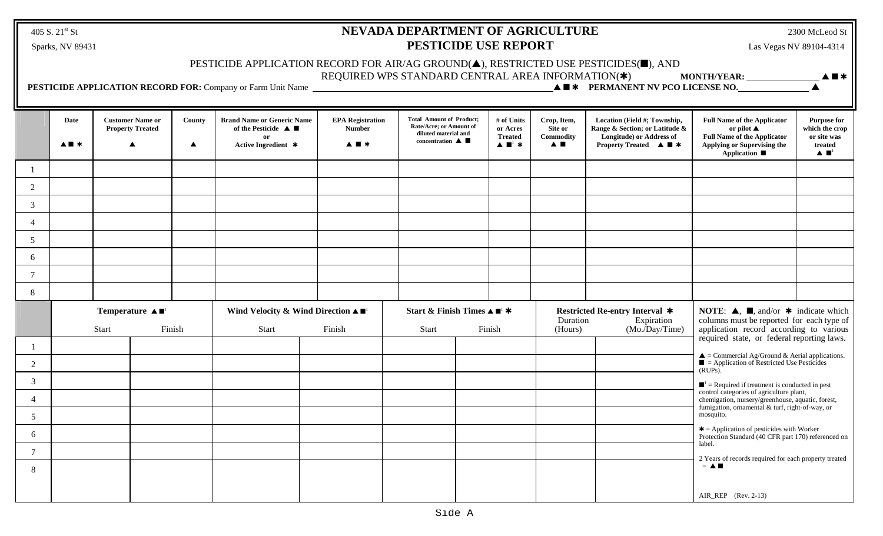405 S. 21st St
Sparks, NV 89431

# NEVADA DEPARTMENT OF AGRICULTURE
## PESTICIDE USE REPORT

2300 McLeod St
Las Vegas NV 89104-4314

PESTICIDE APPLICATION RECORD FOR AIR/AG GROUND(▲), RESTRICTED USE PESTICIDES(■), AND REQUIRED WPS STANDARD CENTRAL AREA INFORMATION(✱)

**MONTH/YEAR:** ____________ ▲■✱

**PESTICIDE APPLICATION RECORD FOR:** Company or Farm Unit Name ______________________________ ▲■✱ **PERMANENT NV PCO LICENSE NO.** ____________ ▲

| | Date ▲■✱ | Customer Name or Property Treated ▲ | County ▲ | Brand Name or Generic Name of the Pesticide ▲■ or Active Ingredient ✱ | EPA Registration Number ▲■✱ | Total Amount of Product; Rate/Acre; or Amount of diluted material and concentration ▲■ | # of Units or Acres Treated ▲■[1]✱ | Crop, Item, Site or Commodity ▲■ | Location (Field #; Township, Range & Section; or Latitude & Longitude) or Address of Property Treated ▲■✱ | Full Name of the Applicator or pilot ▲ Full Name of the Applicator Applying or Supervising the Application ■ | Purpose for which the crop or site was treated ▲■[1] |
|---|---|---|---|---|---|---|---|---|---|---|---|
| 1 | | | | | | | | | | | |
| 2 | | | | | | | | | | | |
| 3 | | | | | | | | | | | |
| 4 | | | | | | | | | | | |
| 5 | | | | | | | | | | | |
| 6 | | | | | | | | | | | |
| 7 | | | | | | | | | | | |
| 8 | | | | | | | | | | | |

| | Temperature ▲■[1] | | Wind Velocity & Wind Direction ▲■[1] | | Start & Finish Times ▲■[1]✱ | | Restricted Re-entry Interval ✱ | |
|---|---|---|---|---|---|---|---|---|
| | Start | Finish | Start | Finish | Start | Finish | Duration (Hours) | Expiration (Mo./Day/Time) |
| 1 | | | | | | | | |
| 2 | | | | | | | | |
| 3 | | | | | | | | |
| 4 | | | | | | | | |
| 5 | | | | | | | | |
| 6 | | | | | | | | |
| 7 | | | | | | | | |
| 8 | | | | | | | | |

**NOTE**: ▲, ■, and/or ✱ indicate which columns must be reported for each type of application record according to various required state, or federal reporting laws.

▲ = Commercial Ag/Ground & Aerial applications.
■ = Application of Restricted Use Pesticides (RUPs).

■[1] = Required if treatment is conducted in pest control categories of agriculture plant, chemigation, nursery/greenhouse, aquatic, forest, fumigation, ornamental & turf, right-of-way, or mosquito.

✱ = Application of pesticides with Worker Protection Standard (40 CFR part 170) referenced on label.

2 Years of records required for each property treated = ▲■

AIR_REP (Rev. 2-13)

Side A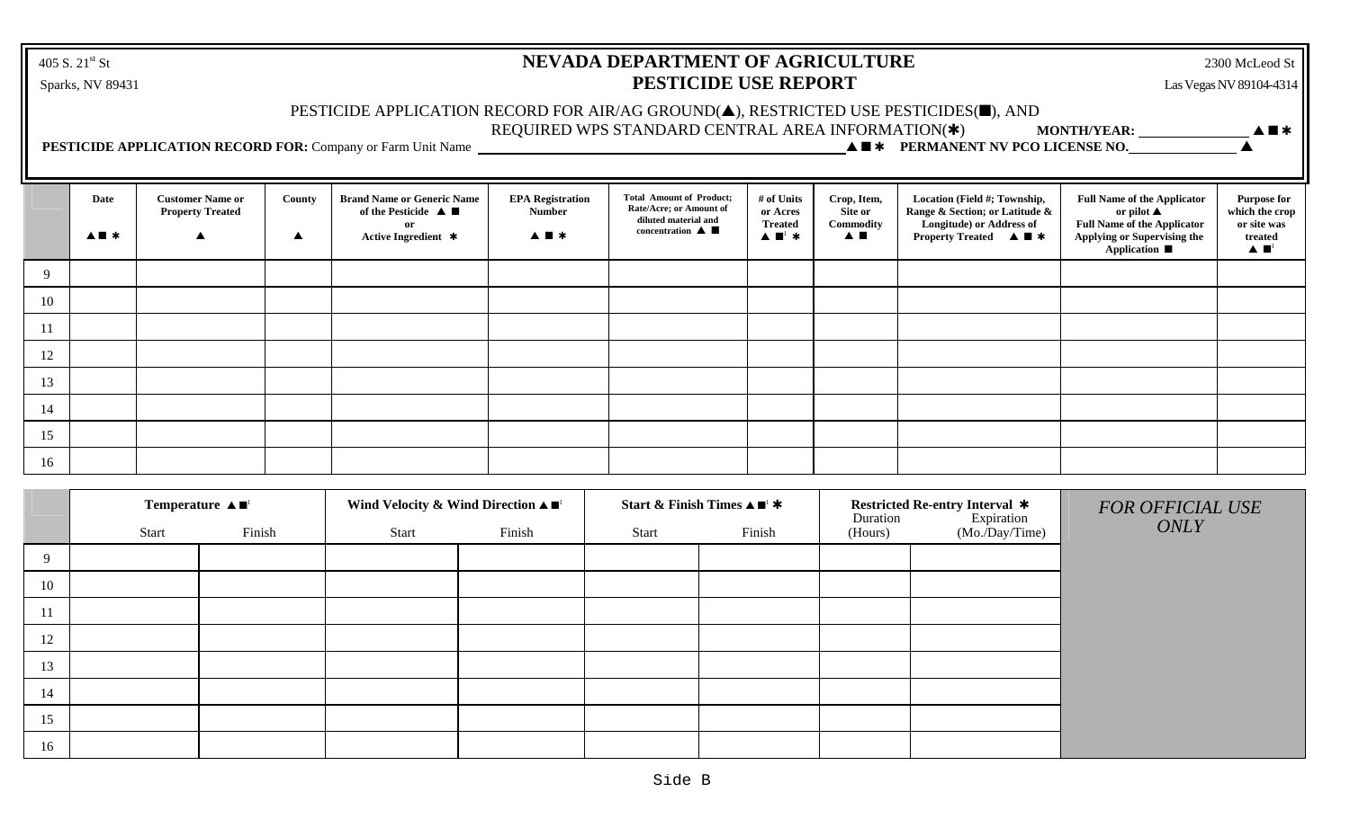405 S. 21st St
Sparks, NV 89431

# NEVADA DEPARTMENT OF AGRICULTURE
## PESTICIDE USE REPORT

2300 McLeod St
Las Vegas NV 89104-4314

PESTICIDE APPLICATION RECORD FOR AIR/AG GROUND(▲), RESTRICTED USE PESTICIDES(■), AND REQUIRED WPS STANDARD CENTRAL AREA INFORMATION(✱) **MONTH/YEAR:** ____________ ▲■✱

**PESTICIDE APPLICATION RECORD FOR:** Company or Farm Unit Name ________________________________ ▲■✱ **PERMANENT NV PCO LICENSE NO.**____________ ▲

| | Date ▲■✱ | Customer Name or Property Treated ▲ | County ▲ | Brand Name or Generic Name of the Pesticide ▲■ or Active Ingredient ✱ | EPA Registration Number ▲■✱ | Total Amount of Product; Rate/Acre; or Amount of diluted material and concentration ▲■ | # of Units or Acres Treated ▲■[1] ✱ | Crop, Item, Site or Commodity ▲■ | Location (Field #; Township, Range & Section; or Latitude & Longitude) or Address of Property Treated ▲■✱ | Full Name of the Applicator or pilot ▲ Full Name of the Applicator Applying or Supervising the Application ■ | Purpose for which the crop or site was treated ▲■[1] |
|---|---|---|---|---|---|---|---|---|---|---|---|
| 9 | | | | | | | | | | | |
| 10 | | | | | | | | | | | |
| 11 | | | | | | | | | | | |
| 12 | | | | | | | | | | | |
| 13 | | | | | | | | | | | |
| 14 | | | | | | | | | | | |
| 15 | | | | | | | | | | | |
| 16 | | | | | | | | | | | |

| | Temperature ▲■[1] | | Wind Velocity & Wind Direction ▲■[1] | | Start & Finish Times ▲■[1] ✱ | | Restricted Re-entry Interval ✱ | | *FOR OFFICIAL USE ONLY* |
|---|---|---|---|---|---|---|---|---|---|
| | Start | Finish | Start | Finish | Start | Finish | Duration (Hours) | Expiration (Mo./Day/Time) | |
| 9 | | | | | | | | | |
| 10 | | | | | | | | | |
| 11 | | | | | | | | | |
| 12 | | | | | | | | | |
| 13 | | | | | | | | | |
| 14 | | | | | | | | | |
| 15 | | | | | | | | | |
| 16 | | | | | | | | | |

Side B